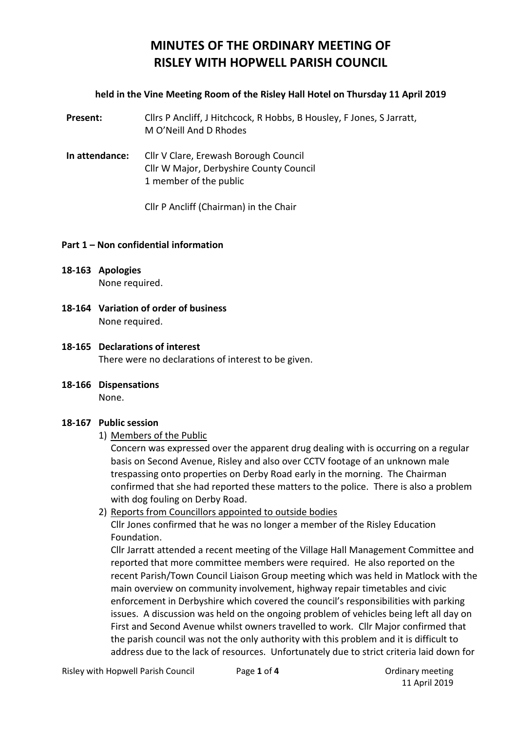# MINUTES OF THE ORDINARY MEETING OF RISLEY WITH HOPWELL PARISH COUNCIL

**held in the Vine Meeting Room of the Risley Hall Hotel on Thursday 11 April 2019**

**Present:** Cllrs P Ancliff, J Hitchcock, R Hobbs, B Housley, F Jones, S Jarratt, M O'Neill And D Rhodes

**In attendance:** Cllr V Clare, Erewash Borough Council
Cllr W Major, Derbyshire County Council
1 member of the public

Cllr P Ancliff (Chairman) in the Chair

**Part 1 – Non confidential information**

**18-163 Apologies**
None required.

**18-164 Variation of order of business**
None required.

**18-165 Declarations of interest**
There were no declarations of interest to be given.

**18-166 Dispensations**
None.

**18-167 Public session**

1) Members of the Public
Concern was expressed over the apparent drug dealing with is occurring on a regular basis on Second Avenue, Risley and also over CCTV footage of an unknown male trespassing onto properties on Derby Road early in the morning. The Chairman confirmed that she had reported these matters to the police. There is also a problem with dog fouling on Derby Road.

2) Reports from Councillors appointed to outside bodies
Cllr Jones confirmed that he was no longer a member of the Risley Education Foundation.
Cllr Jarratt attended a recent meeting of the Village Hall Management Committee and reported that more committee members were required. He also reported on the recent Parish/Town Council Liaison Group meeting which was held in Matlock with the main overview on community involvement, highway repair timetables and civic enforcement in Derbyshire which covered the council's responsibilities with parking issues. A discussion was held on the ongoing problem of vehicles being left all day on First and Second Avenue whilst owners travelled to work. Cllr Major confirmed that the parish council was not the only authority with this problem and it is difficult to address due to the lack of resources. Unfortunately due to strict criteria laid down for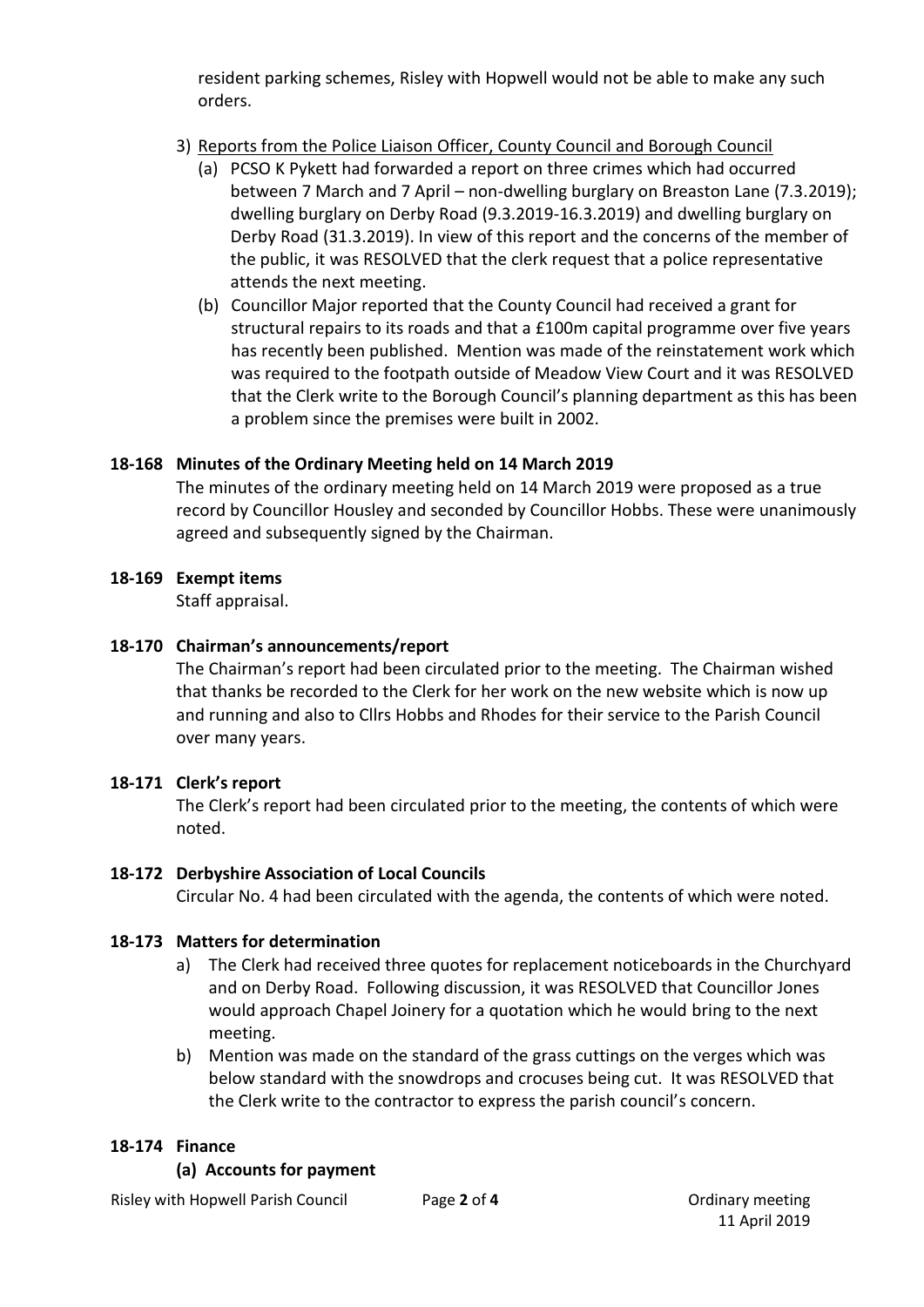resident parking schemes, Risley with Hopwell would not be able to make any such orders.

3) Reports from the Police Liaison Officer, County Council and Borough Council
   (a) PCSO K Pykett had forwarded a report on three crimes which had occurred between 7 March and 7 April – non-dwelling burglary on Breaston Lane (7.3.2019); dwelling burglary on Derby Road (9.3.2019-16.3.2019) and dwelling burglary on Derby Road (31.3.2019). In view of this report and the concerns of the member of the public, it was RESOLVED that the clerk request that a police representative attends the next meeting.
   (b) Councillor Major reported that the County Council had received a grant for structural repairs to its roads and that a £100m capital programme over five years has recently been published. Mention was made of the reinstatement work which was required to the footpath outside of Meadow View Court and it was RESOLVED that the Clerk write to the Borough Council's planning department as this has been a problem since the premises were built in 2002.

**18-168 Minutes of the Ordinary Meeting held on 14 March 2019**

The minutes of the ordinary meeting held on 14 March 2019 were proposed as a true record by Councillor Housley and seconded by Councillor Hobbs. These were unanimously agreed and subsequently signed by the Chairman.

**18-169 Exempt items**

Staff appraisal.

**18-170 Chairman's announcements/report**

The Chairman's report had been circulated prior to the meeting. The Chairman wished that thanks be recorded to the Clerk for her work on the new website which is now up and running and also to Cllrs Hobbs and Rhodes for their service to the Parish Council over many years.

**18-171 Clerk's report**

The Clerk's report had been circulated prior to the meeting, the contents of which were noted.

**18-172 Derbyshire Association of Local Councils**

Circular No. 4 had been circulated with the agenda, the contents of which were noted.

**18-173 Matters for determination**

a) The Clerk had received three quotes for replacement noticeboards in the Churchyard and on Derby Road. Following discussion, it was RESOLVED that Councillor Jones would approach Chapel Joinery for a quotation which he would bring to the next meeting.
b) Mention was made on the standard of the grass cuttings on the verges which was below standard with the snowdrops and crocuses being cut. It was RESOLVED that the Clerk write to the contractor to express the parish council's concern.

**18-174 Finance**

**(a) Accounts for payment**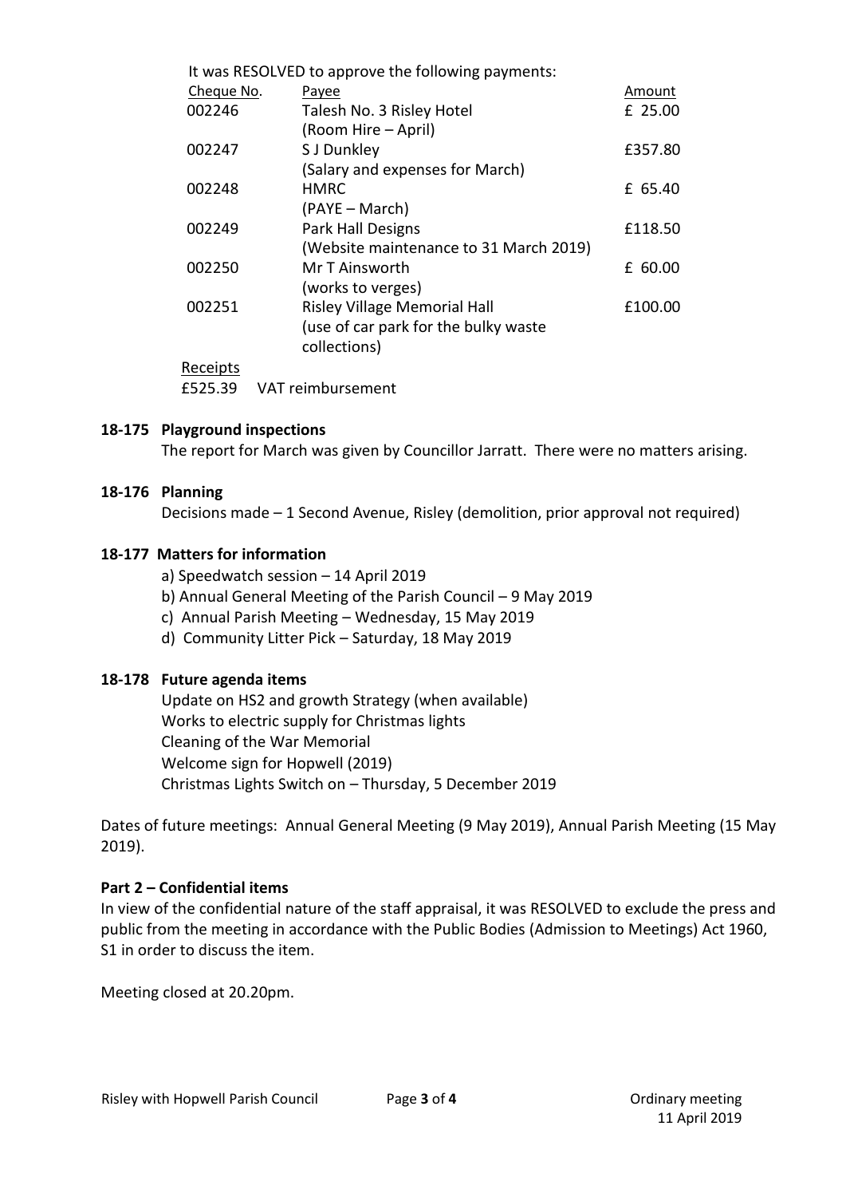It was RESOLVED to approve the following payments:

| Cheque No. | Payee | Amount |
|---|---|---|
| 002246 | Talesh No. 3 Risley Hotel (Room Hire – April) | £ 25.00 |
| 002247 | S J Dunkley (Salary and expenses for March) | £357.80 |
| 002248 | HMRC (PAYE – March) | £ 65.40 |
| 002249 | Park Hall Designs (Website maintenance to 31 March 2019) | £118.50 |
| 002250 | Mr T Ainsworth (works to verges) | £ 60.00 |
| 002251 | Risley Village Memorial Hall (use of car park for the bulky waste collections) | £100.00 |

Receipts

£525.39 VAT reimbursement

**18-175 Playground inspections**

The report for March was given by Councillor Jarratt. There were no matters arising.

**18-176 Planning**

Decisions made – 1 Second Avenue, Risley (demolition, prior approval not required)

**18-177 Matters for information**

a) Speedwatch session – 14 April 2019
b) Annual General Meeting of the Parish Council – 9 May 2019
c) Annual Parish Meeting – Wednesday, 15 May 2019
d) Community Litter Pick – Saturday, 18 May 2019

**18-178 Future agenda items**

Update on HS2 and growth Strategy (when available)
Works to electric supply for Christmas lights
Cleaning of the War Memorial
Welcome sign for Hopwell (2019)
Christmas Lights Switch on – Thursday, 5 December 2019

Dates of future meetings: Annual General Meeting (9 May 2019), Annual Parish Meeting (15 May 2019).

**Part 2 – Confidential items**

In view of the confidential nature of the staff appraisal, it was RESOLVED to exclude the press and public from the meeting in accordance with the Public Bodies (Admission to Meetings) Act 1960, S1 in order to discuss the item.

Meeting closed at 20.20pm.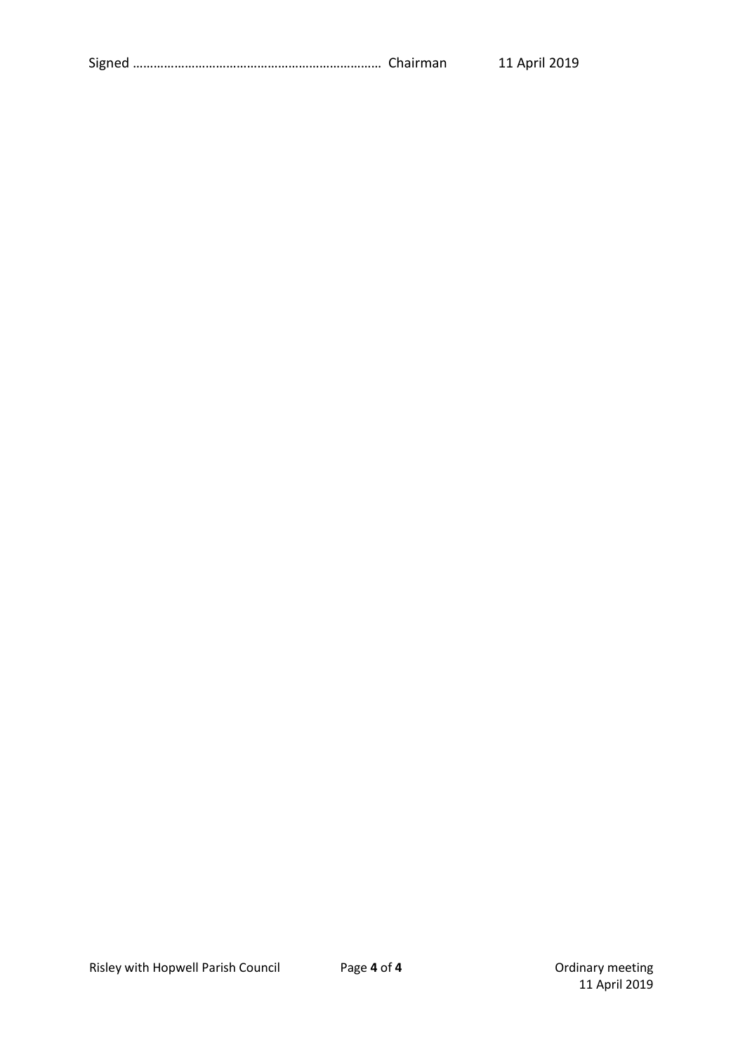Signed ……………………………………………………………… Chairman    11 April 2019